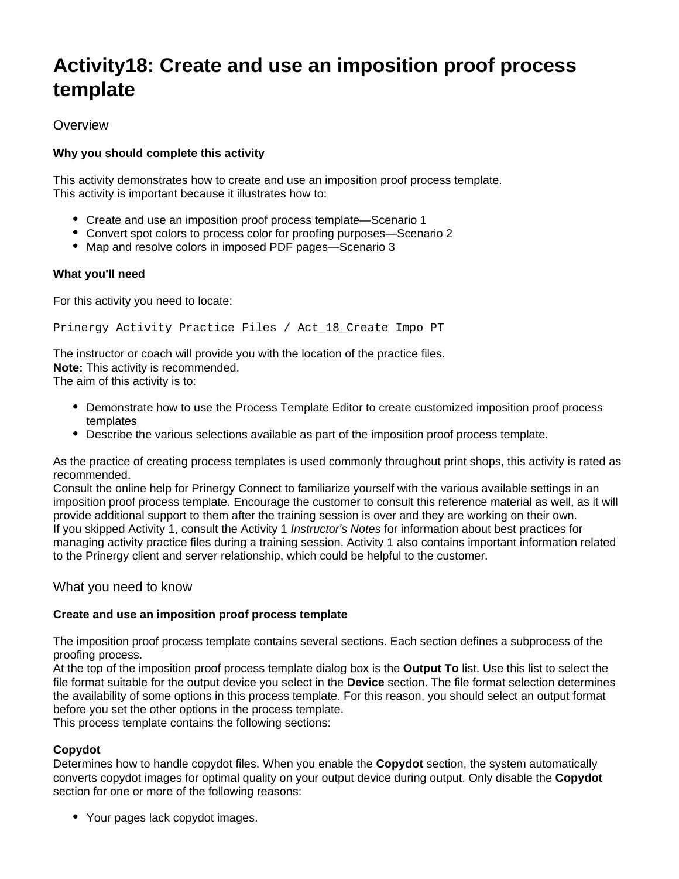# Activity18: Create and use an imposition proof process template

## Overview

**Why you should complete this activity**

This activity demonstrates how to create and use an imposition proof process template.
This activity is important because it illustrates how to:

- Create and use an imposition proof process template—Scenario 1
- Convert spot colors to process color for proofing purposes—Scenario 2
- Map and resolve colors in imposed PDF pages—Scenario 3

**What you'll need**

For this activity you need to locate:

```
Prinergy Activity Practice Files / Act_18_Create Impo PT
```

The instructor or coach will provide you with the location of the practice files.
**Note:** This activity is recommended.
The aim of this activity is to:

- Demonstrate how to use the Process Template Editor to create customized imposition proof process templates
- Describe the various selections available as part of the imposition proof process template.

As the practice of creating process templates is used commonly throughout print shops, this activity is rated as recommended.
Consult the online help for Prinergy Connect to familiarize yourself with the various available settings in an imposition proof process template. Encourage the customer to consult this reference material as well, as it will provide additional support to them after the training session is over and they are working on their own.
If you skipped Activity 1, consult the Activity 1 *Instructor's Notes* for information about best practices for managing activity practice files during a training session. Activity 1 also contains important information related to the Prinergy client and server relationship, which could be helpful to the customer.

## What you need to know

**Create and use an imposition proof process template**

The imposition proof process template contains several sections. Each section defines a subprocess of the proofing process.
At the top of the imposition proof process template dialog box is the **Output To** list. Use this list to select the file format suitable for the output device you select in the **Device** section. The file format selection determines the availability of some options in this process template. For this reason, you should select an output format before you set the other options in the process template.
This process template contains the following sections:

**Copydot**
Determines how to handle copydot files. When you enable the **Copydot** section, the system automatically converts copydot images for optimal quality on your output device during output. Only disable the **Copydot** section for one or more of the following reasons:

- Your pages lack copydot images.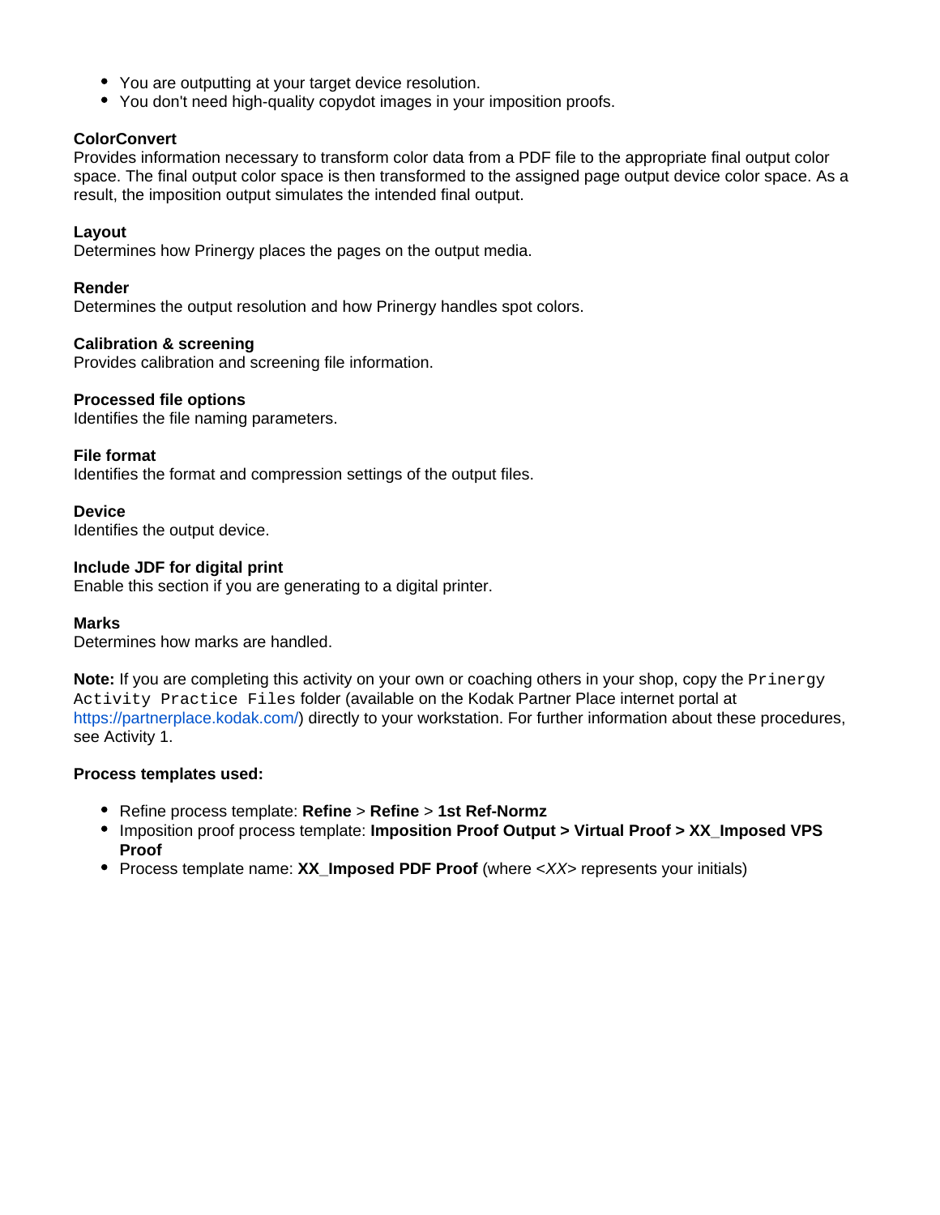- You are outputting at your target device resolution.
- You don't need high-quality copydot images in your imposition proofs.

**ColorConvert**
Provides information necessary to transform color data from a PDF file to the appropriate final output color space. The final output color space is then transformed to the assigned page output device color space. As a result, the imposition output simulates the intended final output.

**Layout**
Determines how Prinergy places the pages on the output media.

**Render**
Determines the output resolution and how Prinergy handles spot colors.

**Calibration & screening**
Provides calibration and screening file information.

**Processed file options**
Identifies the file naming parameters.

**File format**
Identifies the format and compression settings of the output files.

**Device**
Identifies the output device.

**Include JDF for digital print**
Enable this section if you are generating to a digital printer.

**Marks**
Determines how marks are handled.

**Note:** If you are completing this activity on your own or coaching others in your shop, copy the `Prinergy Activity Practice Files` folder (available on the Kodak Partner Place internet portal at https://partnerplace.kodak.com/) directly to your workstation. For further information about these procedures, see Activity 1.

**Process templates used:**

- Refine process template: **Refine** > **Refine** > **1st Ref-Normz**
- Imposition proof process template: **Imposition Proof Output > Virtual Proof > XX_Imposed VPS Proof**
- Process template name: **XX_Imposed PDF Proof** (where <*XX*> represents your initials)